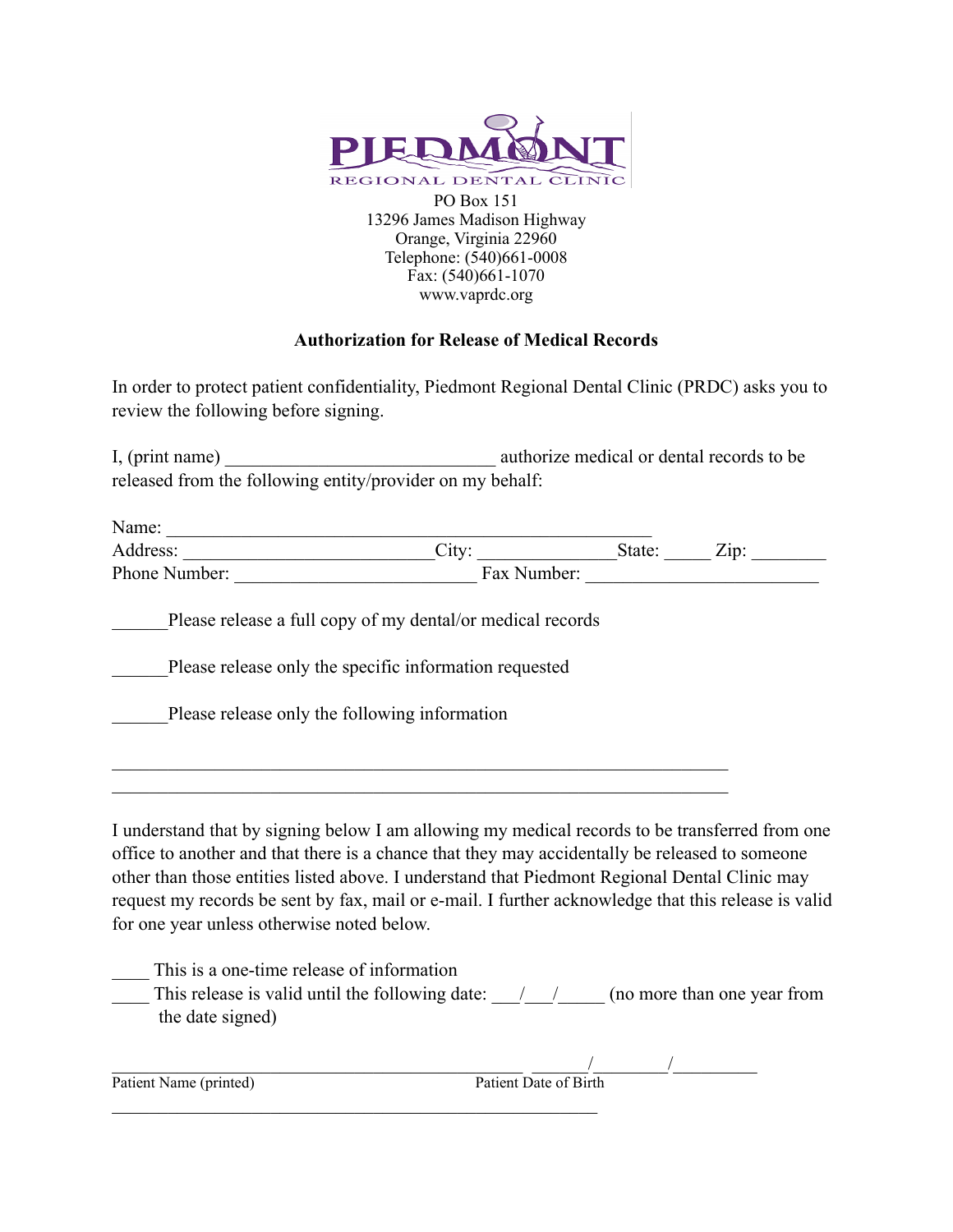PIEDMONT
REGIONAL DENTAL CLINIC

PO Box 151
13296 James Madison Highway
Orange, Virginia 22960
Telephone: (540)661-0008
Fax: (540)661-1070
www.vaprdc.org

**Authorization for Release of Medical Records**

In order to protect patient confidentiality, Piedmont Regional Dental Clinic (PRDC) asks you to review the following before signing.

I, (print name) ____________________________ authorize medical or dental records to be released from the following entity/provider on my behalf:

Name: __________________________________________________
Address: __________________________City: ______________State: _____ Zip: ________
Phone Number: _________________________ Fax Number: ________________________

______Please release a full copy of my dental/or medical records

______Please release only the specific information requested

______Please release only the following information

________________________________________________________________
________________________________________________________________

I understand that by signing below I am allowing my medical records to be transferred from one office to another and that there is a chance that they may accidentally be released to someone other than those entities listed above. I understand that Piedmont Regional Dental Clinic may request my records be sent by fax, mail or e-mail. I further acknowledge that this release is valid for one year unless otherwise noted below.

____ This is a one-time release of information
____ This release is valid until the following date: ___/___/_____ (no more than one year from the date signed)

_____________________________________________ ______/________/_________
Patient Name (printed) Patient Date of Birth

_____________________________________________________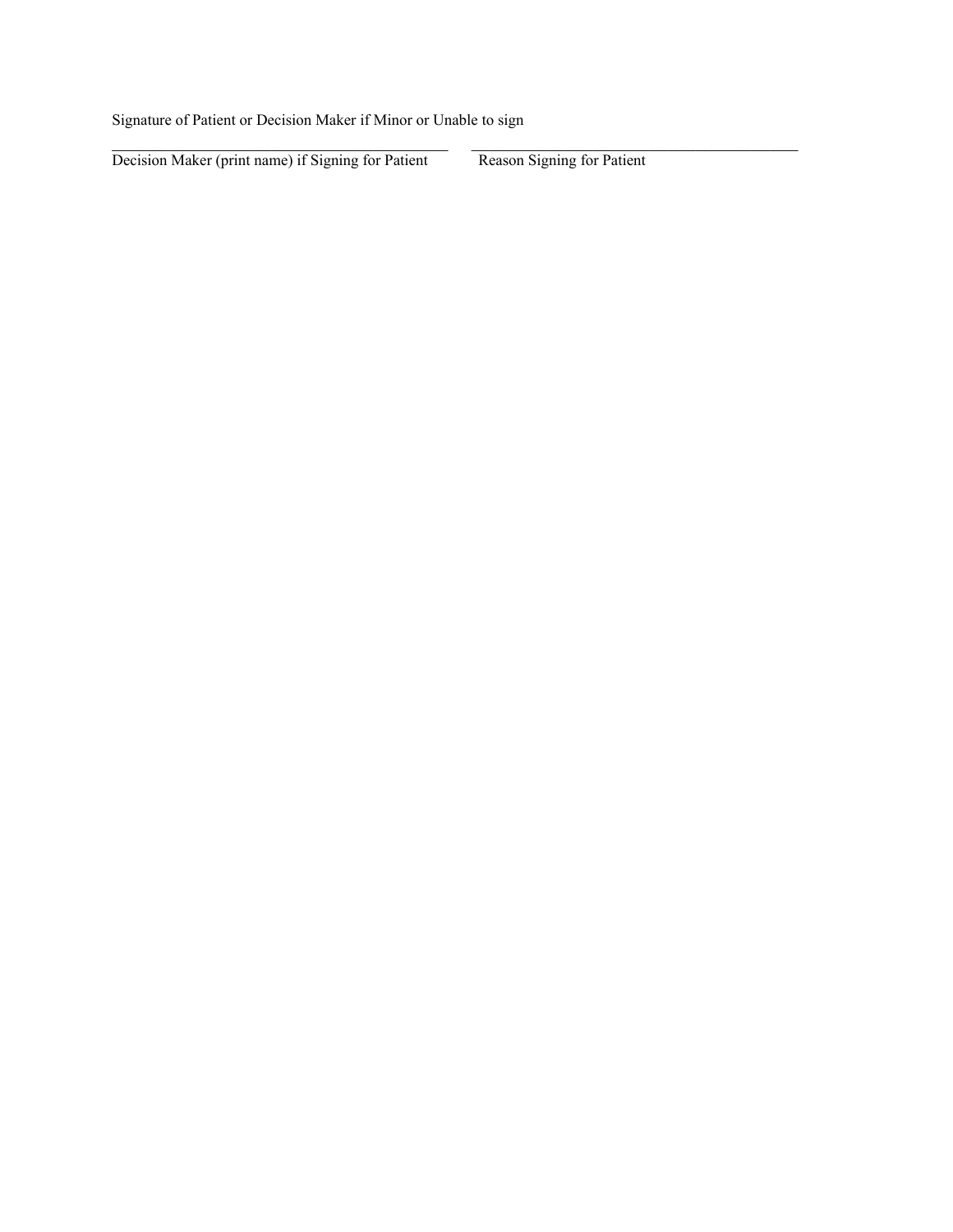Signature of Patient or Decision Maker if Minor or Unable to sign

\_\_\_\_\_\_\_\_\_\_\_\_\_\_\_\_\_\_\_\_\_\_\_\_\_\_\_\_\_\_\_\_\_\_\_\_\_\_\_\_\_\_\_\_ \_\_\_\_\_\_\_\_\_\_\_\_\_\_\_\_\_\_\_\_\_\_\_\_\_\_\_\_\_\_\_\_\_\_\_\_\_\_\_\_\_\_\_\_

Decision Maker (print name) if Signing for Patient          Reason Signing for Patient